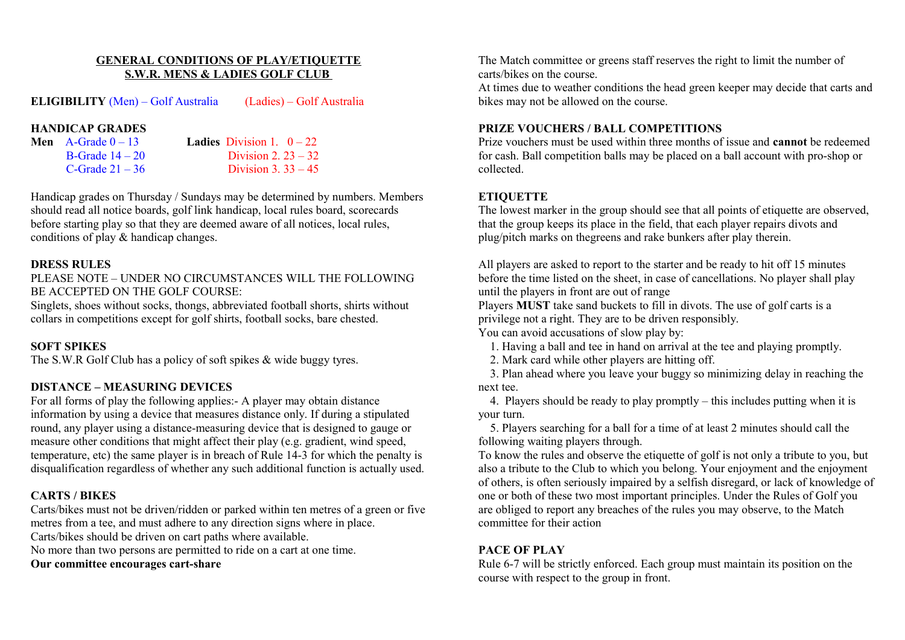# GENERAL CONDITIONS OF PLAY/ETIQUETTE
# S.W.R. MENS & LADIES GOLF CLUB

**ELIGIBILITY** (Men) – Golf Australia (Ladies) – Golf Australia

**HANDICAP GRADES**

| **Men** | | **Ladies** | |
|---|---|---|---|
| | A-Grade 0 – 13 | | Division 1. 0 – 22 |
| | B-Grade 14 – 20 | | Division 2. 23 – 32 |
| | C-Grade 21 – 36 | | Division 3. 33 – 45 |

Handicap grades on Thursday / Sundays may be determined by numbers. Members should read all notice boards, golf link handicap, local rules board, scorecards before starting play so that they are deemed aware of all notices, local rules, conditions of play & handicap changes.

**DRESS RULES**

PLEASE NOTE – UNDER NO CIRCUMSTANCES WILL THE FOLLOWING BE ACCEPTED ON THE GOLF COURSE:

Singlets, shoes without socks, thongs, abbreviated football shorts, shirts without collars in competitions except for golf shirts, football socks, bare chested.

**SOFT SPIKES**

The S.W.R Golf Club has a policy of soft spikes & wide buggy tyres.

**DISTANCE – MEASURING DEVICES**

For all forms of play the following applies:- A player may obtain distance information by using a device that measures distance only. If during a stipulated round, any player using a distance-measuring device that is designed to gauge or measure other conditions that might affect their play (e.g. gradient, wind speed, temperature, etc) the same player is in breach of Rule 14-3 for which the penalty is disqualification regardless of whether any such additional function is actually used.

**CARTS / BIKES**

Carts/bikes must not be driven/ridden or parked within ten metres of a green or five metres from a tee, and must adhere to any direction signs where in place.

Carts/bikes should be driven on cart paths where available.

No more than two persons are permitted to ride on a cart at one time.

**Our committee encourages cart-share**

The Match committee or greens staff reserves the right to limit the number of carts/bikes on the course.

At times due to weather conditions the head green keeper may decide that carts and bikes may not be allowed on the course.

**PRIZE VOUCHERS / BALL COMPETITIONS**

Prize vouchers must be used within three months of issue and **cannot** be redeemed for cash. Ball competition balls may be placed on a ball account with pro-shop or collected.

**ETIQUETTE**

The lowest marker in the group should see that all points of etiquette are observed, that the group keeps its place in the field, that each player repairs divots and plug/pitch marks on thegreens and rake bunkers after play therein.

All players are asked to report to the starter and be ready to hit off 15 minutes before the time listed on the sheet, in case of cancellations. No player shall play until the players in front are out of range

Players **MUST** take sand buckets to fill in divots. The use of golf carts is a privilege not a right. They are to be driven responsibly.

You can avoid accusations of slow play by:

1. Having a ball and tee in hand on arrival at the tee and playing promptly.
2. Mark card while other players are hitting off.
3. Plan ahead where you leave your buggy so minimizing delay in reaching the next tee.
4. Players should be ready to play promptly – this includes putting when it is your turn.
5. Players searching for a ball for a time of at least 2 minutes should call the following waiting players through.

To know the rules and observe the etiquette of golf is not only a tribute to you, but also a tribute to the Club to which you belong. Your enjoyment and the enjoyment of others, is often seriously impaired by a selfish disregard, or lack of knowledge of one or both of these two most important principles. Under the Rules of Golf you are obliged to report any breaches of the rules you may observe, to the Match committee for their action

**PACE OF PLAY**

Rule 6-7 will be strictly enforced. Each group must maintain its position on the course with respect to the group in front.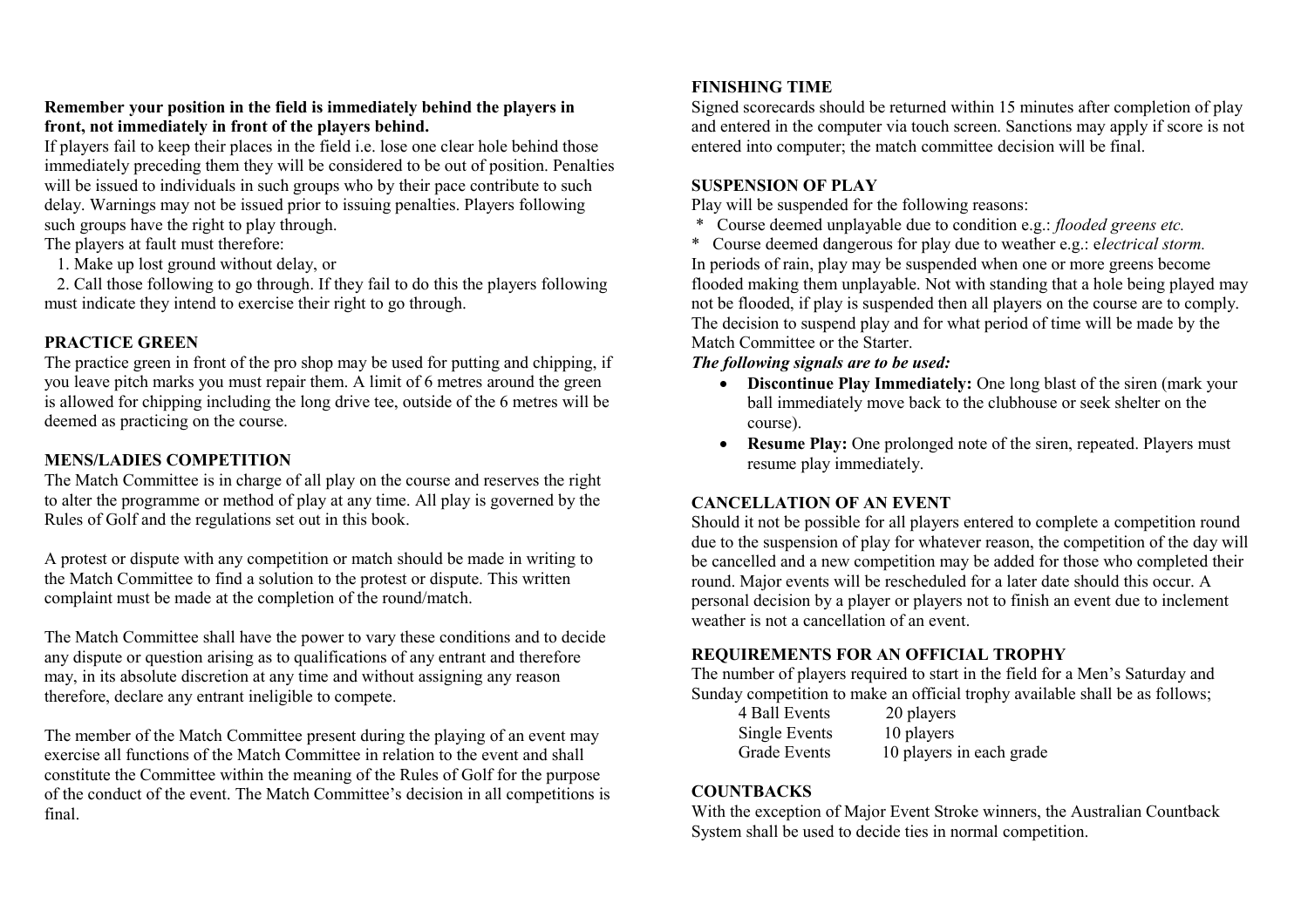**Remember your position in the field is immediately behind the players in front, not immediately in front of the players behind.**

If players fail to keep their places in the field i.e. lose one clear hole behind those immediately preceding them they will be considered to be out of position. Penalties will be issued to individuals in such groups who by their pace contribute to such delay. Warnings may not be issued prior to issuing penalties. Players following such groups have the right to play through.

The players at fault must therefore:

1. Make up lost ground without delay, or
2. Call those following to go through. If they fail to do this the players following must indicate they intend to exercise their right to go through.

## PRACTICE GREEN

The practice green in front of the pro shop may be used for putting and chipping, if you leave pitch marks you must repair them. A limit of 6 metres around the green is allowed for chipping including the long drive tee, outside of the 6 metres will be deemed as practicing on the course.

## MENS/LADIES COMPETITION

The Match Committee is in charge of all play on the course and reserves the right to alter the programme or method of play at any time. All play is governed by the Rules of Golf and the regulations set out in this book.

A protest or dispute with any competition or match should be made in writing to the Match Committee to find a solution to the protest or dispute. This written complaint must be made at the completion of the round/match.

The Match Committee shall have the power to vary these conditions and to decide any dispute or question arising as to qualifications of any entrant and therefore may, in its absolute discretion at any time and without assigning any reason therefore, declare any entrant ineligible to compete.

The member of the Match Committee present during the playing of an event may exercise all functions of the Match Committee in relation to the event and shall constitute the Committee within the meaning of the Rules of Golf for the purpose of the conduct of the event. The Match Committee's decision in all competitions is final.

## FINISHING TIME

Signed scorecards should be returned within 15 minutes after completion of play and entered in the computer via touch screen. Sanctions may apply if score is not entered into computer; the match committee decision will be final.

## SUSPENSION OF PLAY

Play will be suspended for the following reasons:

* Course deemed unplayable due to condition e.g.: *flooded greens etc.*
* Course deemed dangerous for play due to weather e.g.: *electrical storm.*

In periods of rain, play may be suspended when one or more greens become flooded making them unplayable. Not with standing that a hole being played may not be flooded, if play is suspended then all players on the course are to comply. The decision to suspend play and for what period of time will be made by the Match Committee or the Starter.

***The following signals are to be used:***

- **Discontinue Play Immediately:** One long blast of the siren (mark your ball immediately move back to the clubhouse or seek shelter on the course).
- **Resume Play:** One prolonged note of the siren, repeated. Players must resume play immediately.

## CANCELLATION OF AN EVENT

Should it not be possible for all players entered to complete a competition round due to the suspension of play for whatever reason, the competition of the day will be cancelled and a new competition may be added for those who completed their round. Major events will be rescheduled for a later date should this occur. A personal decision by a player or players not to finish an event due to inclement weather is not a cancellation of an event.

## REQUIREMENTS FOR AN OFFICIAL TROPHY

The number of players required to start in the field for a Men's Saturday and Sunday competition to make an official trophy available shall be as follows;

| | |
|---|---|
| 4 Ball Events | 20 players |
| Single Events | 10 players |
| Grade Events | 10 players in each grade |

## COUNTBACKS

With the exception of Major Event Stroke winners, the Australian Countback System shall be used to decide ties in normal competition.